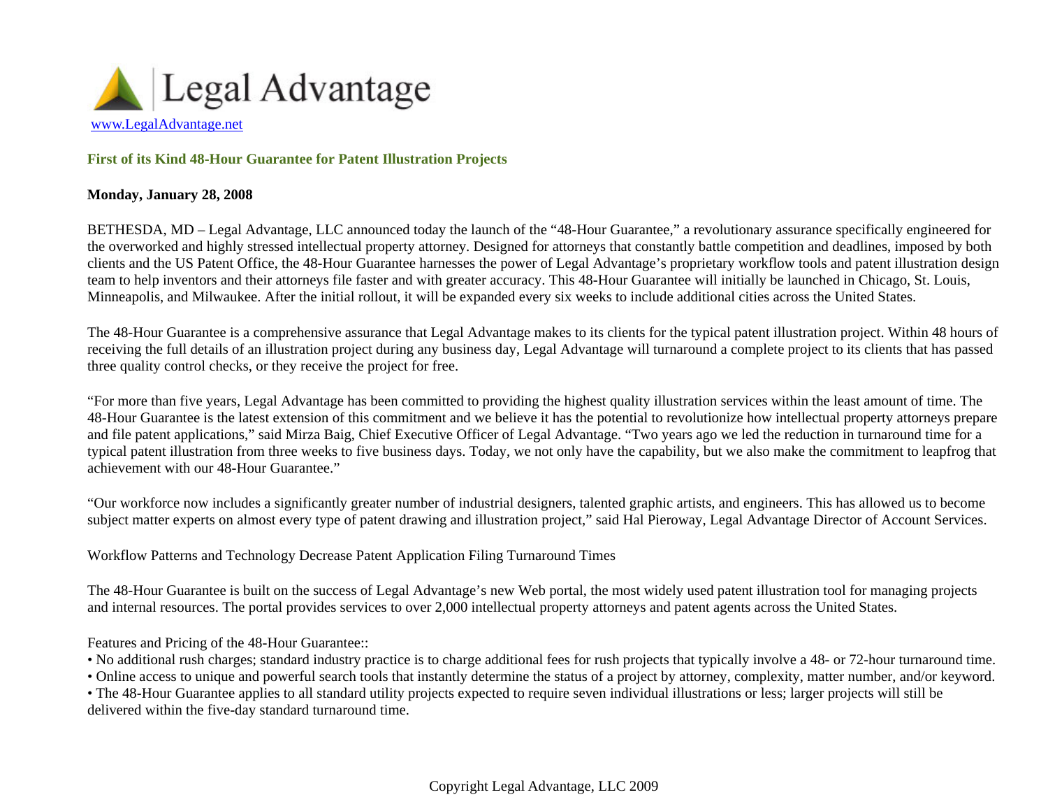Legal Advantage

www.LegalAdvantage.net

## First of its Kind 48-Hour Guarantee for Patent Illustration Projects

**Monday, January 28, 2008**

BETHESDA, MD – Legal Advantage, LLC announced today the launch of the "48-Hour Guarantee," a revolutionary assurance specifically engineered for the overworked and highly stressed intellectual property attorney. Designed for attorneys that constantly battle competition and deadlines, imposed by both clients and the US Patent Office, the 48-Hour Guarantee harnesses the power of Legal Advantage's proprietary workflow tools and patent illustration design team to help inventors and their attorneys file faster and with greater accuracy. This 48-Hour Guarantee will initially be launched in Chicago, St. Louis, Minneapolis, and Milwaukee. After the initial rollout, it will be expanded every six weeks to include additional cities across the United States.

The 48-Hour Guarantee is a comprehensive assurance that Legal Advantage makes to its clients for the typical patent illustration project. Within 48 hours of receiving the full details of an illustration project during any business day, Legal Advantage will turnaround a complete project to its clients that has passed three quality control checks, or they receive the project for free.

"For more than five years, Legal Advantage has been committed to providing the highest quality illustration services within the least amount of time. The 48-Hour Guarantee is the latest extension of this commitment and we believe it has the potential to revolutionize how intellectual property attorneys prepare and file patent applications," said Mirza Baig, Chief Executive Officer of Legal Advantage. "Two years ago we led the reduction in turnaround time for a typical patent illustration from three weeks to five business days. Today, we not only have the capability, but we also make the commitment to leapfrog that achievement with our 48-Hour Guarantee."

"Our workforce now includes a significantly greater number of industrial designers, talented graphic artists, and engineers. This has allowed us to become subject matter experts on almost every type of patent drawing and illustration project," said Hal Pieroway, Legal Advantage Director of Account Services.

Workflow Patterns and Technology Decrease Patent Application Filing Turnaround Times

The 48-Hour Guarantee is built on the success of Legal Advantage's new Web portal, the most widely used patent illustration tool for managing projects and internal resources. The portal provides services to over 2,000 intellectual property attorneys and patent agents across the United States.

Features and Pricing of the 48-Hour Guarantee::

- No additional rush charges; standard industry practice is to charge additional fees for rush projects that typically involve a 48- or 72-hour turnaround time.
- Online access to unique and powerful search tools that instantly determine the status of a project by attorney, complexity, matter number, and/or keyword.
- The 48-Hour Guarantee applies to all standard utility projects expected to require seven individual illustrations or less; larger projects will still be delivered within the five-day standard turnaround time.

Copyright Legal Advantage, LLC 2009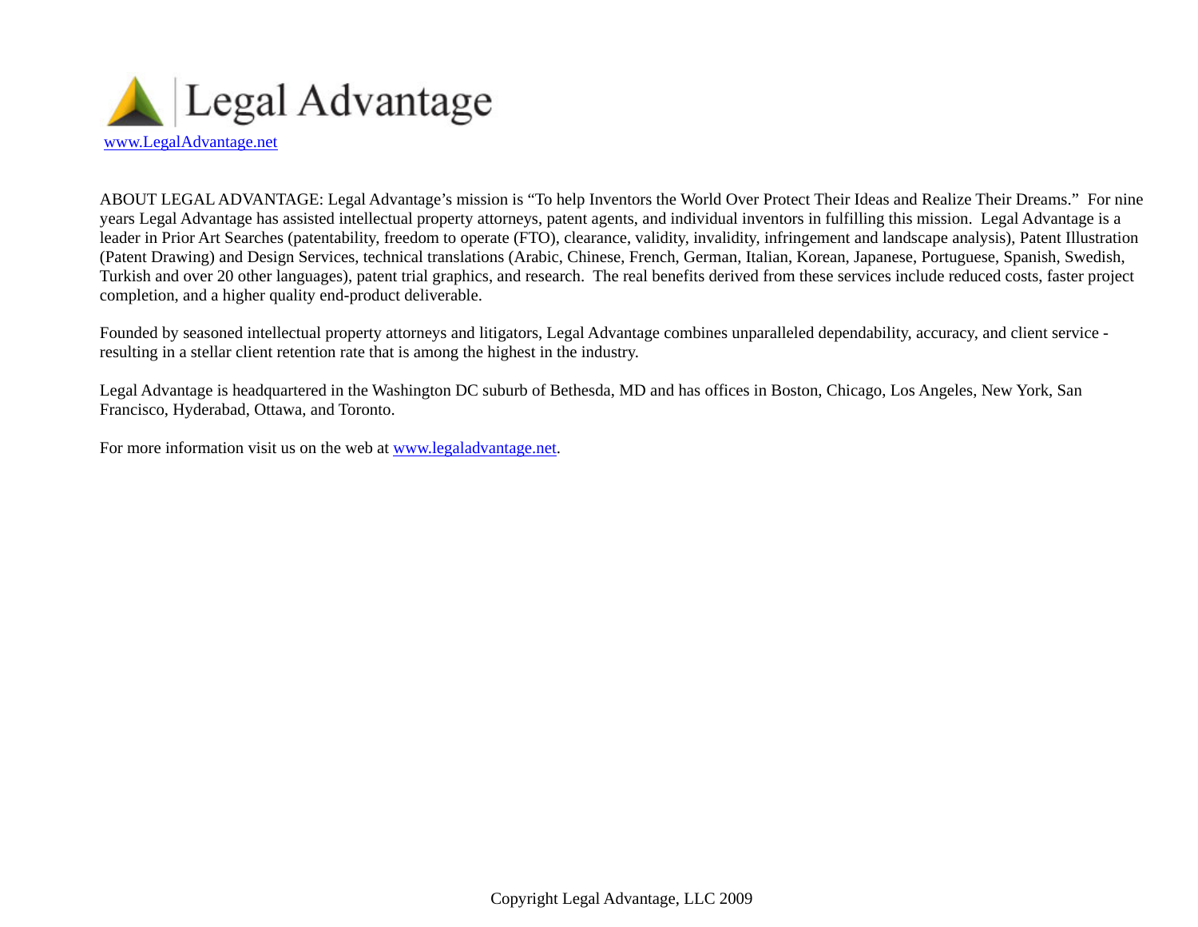Legal Advantage

www.LegalAdvantage.net

ABOUT LEGAL ADVANTAGE: Legal Advantage's mission is "To help Inventors the World Over Protect Their Ideas and Realize Their Dreams." For nine years Legal Advantage has assisted intellectual property attorneys, patent agents, and individual inventors in fulfilling this mission. Legal Advantage is a leader in Prior Art Searches (patentability, freedom to operate (FTO), clearance, validity, invalidity, infringement and landscape analysis), Patent Illustration (Patent Drawing) and Design Services, technical translations (Arabic, Chinese, French, German, Italian, Korean, Japanese, Portuguese, Spanish, Swedish, Turkish and over 20 other languages), patent trial graphics, and research. The real benefits derived from these services include reduced costs, faster project completion, and a higher quality end-product deliverable.

Founded by seasoned intellectual property attorneys and litigators, Legal Advantage combines unparalleled dependability, accuracy, and client service - resulting in a stellar client retention rate that is among the highest in the industry.

Legal Advantage is headquartered in the Washington DC suburb of Bethesda, MD and has offices in Boston, Chicago, Los Angeles, New York, San Francisco, Hyderabad, Ottawa, and Toronto.

For more information visit us on the web at www.legaladvantage.net.

Copyright Legal Advantage, LLC 2009